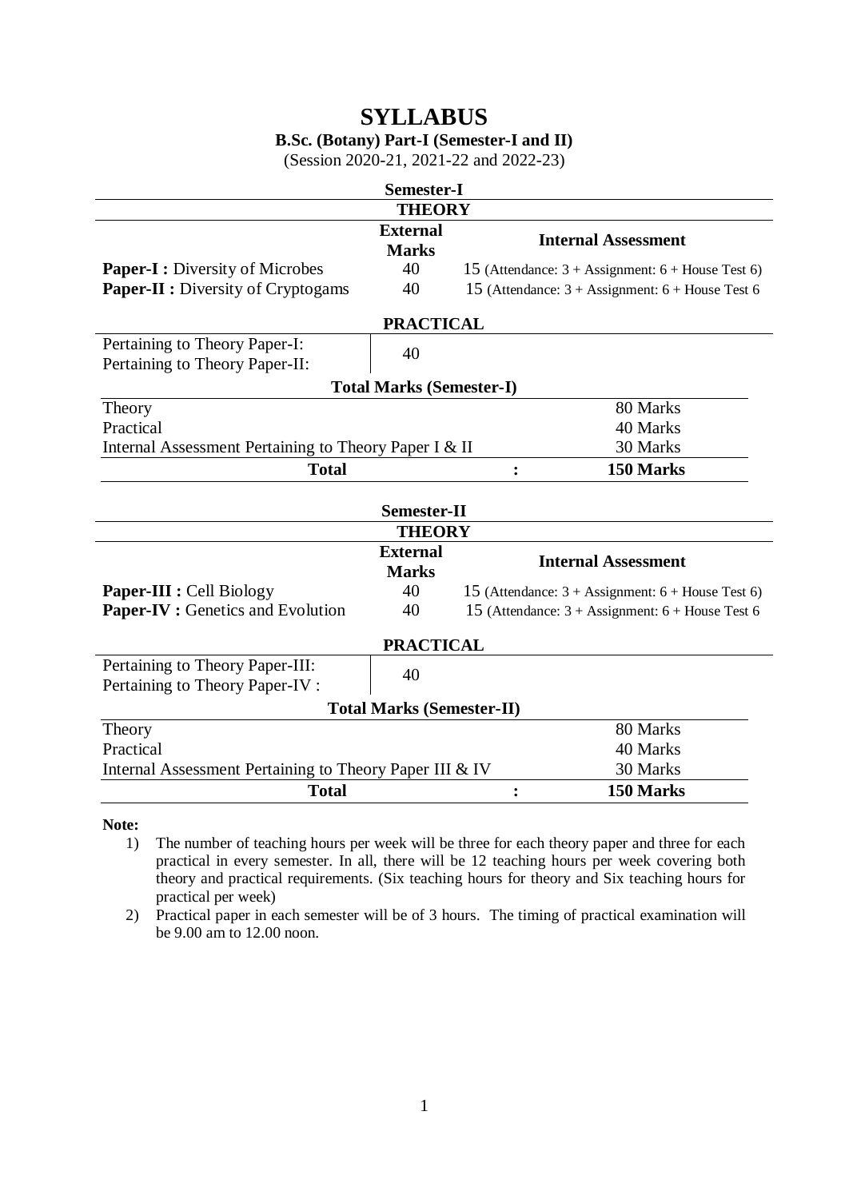# SYLLABUS

**B.Sc. (Botany) Part-I (Semester-I and II)**

(Session 2020-21, 2021-22 and 2022-23)

## Semester-I

### THEORY

| | External Marks | Internal Assessment |
|---|---|---|
| **Paper-I :** Diversity of Microbes | 40 | 15 (Attendance: 3 + Assignment: 6 + House Test 6) |
| **Paper-II :** Diversity of Cryptogams | 40 | 15 (Attendance: 3 + Assignment: 6 + House Test 6 |

### PRACTICAL

| | |
|---|---|
| Pertaining to Theory Paper-I:<br>Pertaining to Theory Paper-II: | 40 |

### Total Marks (Semester-I)

| | | |
|---|---|---|
| Theory | | 80 Marks |
| Practical | | 40 Marks |
| Internal Assessment Pertaining to Theory Paper I & II | | 30 Marks |
| **Total** | **:** | **150 Marks** |

## Semester-II

### THEORY

| | External Marks | Internal Assessment |
|---|---|---|
| **Paper-III :** Cell Biology | 40 | 15 (Attendance: 3 + Assignment: 6 + House Test 6) |
| **Paper-IV :** Genetics and Evolution | 40 | 15 (Attendance: 3 + Assignment: 6 + House Test 6 |

### PRACTICAL

| | |
|---|---|
| Pertaining to Theory Paper-III:<br>Pertaining to Theory Paper-IV : | 40 |

### Total Marks (Semester-II)

| | | |
|---|---|---|
| Theory | | 80 Marks |
| Practical | | 40 Marks |
| Internal Assessment Pertaining to Theory Paper III & IV | | 30 Marks |
| **Total** | **:** | **150 Marks** |

**Note:**

1) The number of teaching hours per week will be three for each theory paper and three for each practical in every semester. In all, there will be 12 teaching hours per week covering both theory and practical requirements. (Six teaching hours for theory and Six teaching hours for practical per week)
2) Practical paper in each semester will be of 3 hours. The timing of practical examination will be 9.00 am to 12.00 noon.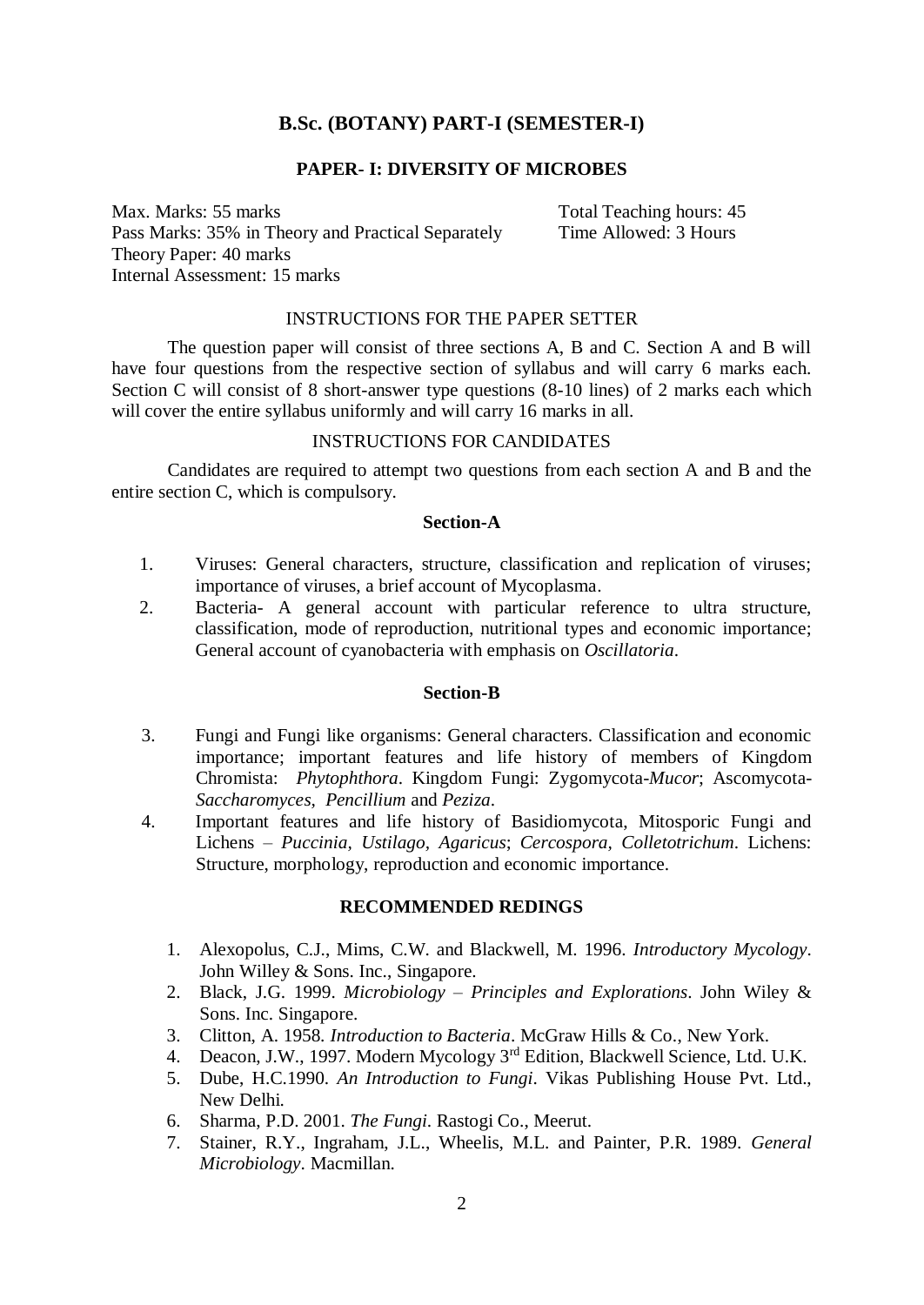## B.Sc. (BOTANY) PART-I (SEMESTER-I)

### PAPER- I: DIVERSITY OF MICROBES

Max. Marks: 55 marks
Pass Marks: 35% in Theory and Practical Separately
Theory Paper: 40 marks
Internal Assessment: 15 marks

Total Teaching hours: 45
Time Allowed: 3 Hours

INSTRUCTIONS FOR THE PAPER SETTER

The question paper will consist of three sections A, B and C. Section A and B will have four questions from the respective section of syllabus and will carry 6 marks each. Section C will consist of 8 short-answer type questions (8-10 lines) of 2 marks each which will cover the entire syllabus uniformly and will carry 16 marks in all.

INSTRUCTIONS FOR CANDIDATES

Candidates are required to attempt two questions from each section A and B and the entire section C, which is compulsory.

**Section-A**

1. Viruses: General characters, structure, classification and replication of viruses; importance of viruses, a brief account of Mycoplasma.
2. Bacteria- A general account with particular reference to ultra structure, classification, mode of reproduction, nutritional types and economic importance; General account of cyanobacteria with emphasis on *Oscillatoria*.

**Section-B**

3. Fungi and Fungi like organisms: General characters. Classification and economic importance; important features and life history of members of Kingdom Chromista: *Phytophthora*. Kingdom Fungi: Zygomycota-*Mucor*; Ascomycota-*Saccharomyces, Pencillium* and *Peziza*.
4. Important features and life history of Basidiomycota, Mitosporic Fungi and Lichens – *Puccinia, Ustilago, Agaricus*; *Cercospora, Colletotrichum*. Lichens: Structure, morphology, reproduction and economic importance.

**RECOMMENDED REDINGS**

1. Alexopolus, C.J., Mims, C.W. and Blackwell, M. 1996. *Introductory Mycology*. John Willey & Sons. Inc., Singapore.
2. Black, J.G. 1999. *Microbiology – Principles and Explorations*. John Wiley & Sons. Inc. Singapore.
3. Clitton, A. 1958. *Introduction to Bacteria*. McGraw Hills & Co., New York.
4. Deacon, J.W., 1997. Modern Mycology 3rd Edition, Blackwell Science, Ltd. U.K.
5. Dube, H.C.1990. *An Introduction to Fungi*. Vikas Publishing House Pvt. Ltd., New Delhi.
6. Sharma, P.D. 2001. *The Fungi*. Rastogi Co., Meerut.
7. Stainer, R.Y., Ingraham, J.L., Wheelis, M.L. and Painter, P.R. 1989. *General Microbiology*. Macmillan.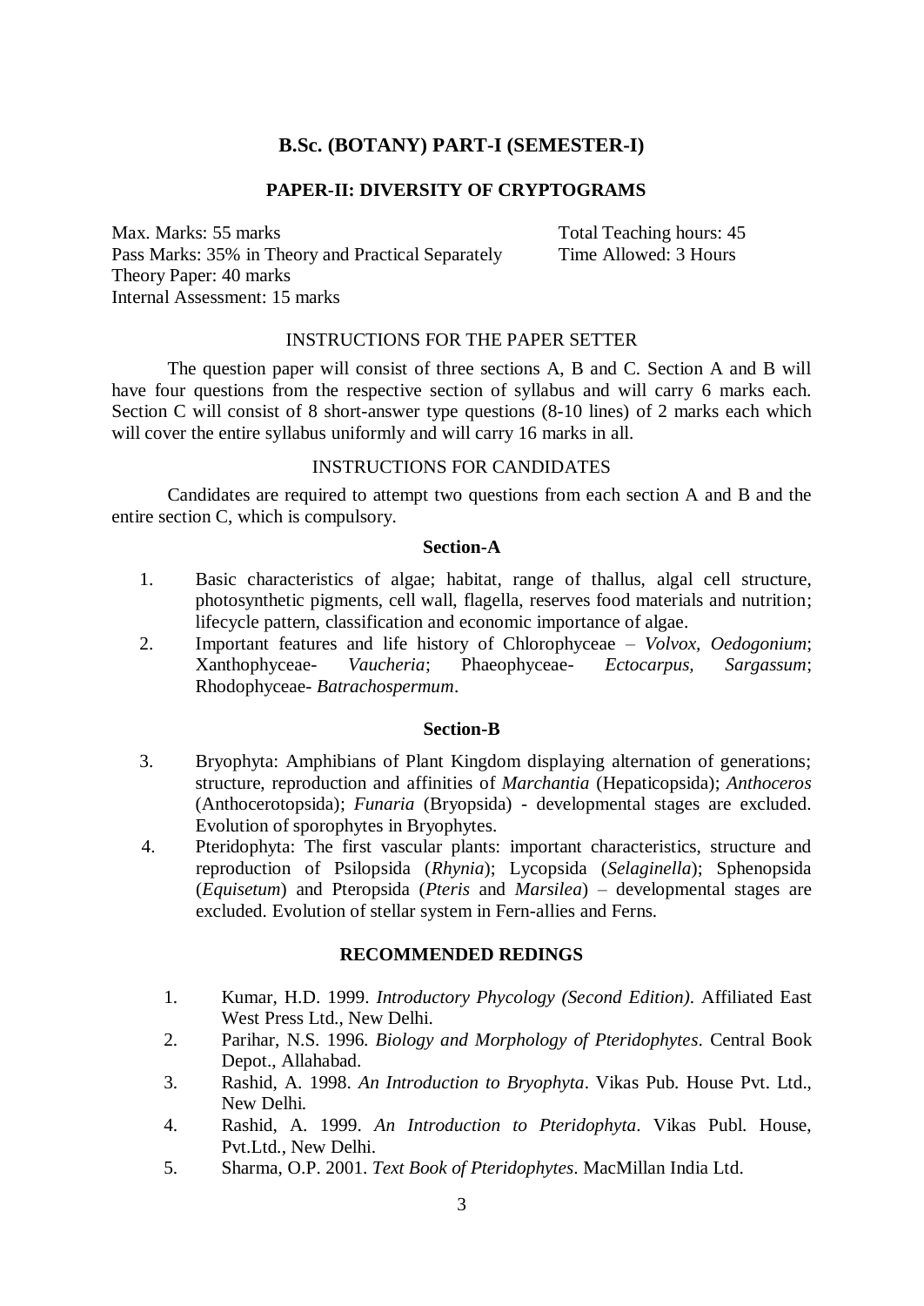## B.Sc. (BOTANY) PART-I (SEMESTER-I)

### PAPER-II: DIVERSITY OF CRYPTOGRAMS

Max. Marks: 55 marks
Pass Marks: 35% in Theory and Practical Separately
Theory Paper: 40 marks
Internal Assessment: 15 marks

Total Teaching hours: 45
Time Allowed: 3 Hours

INSTRUCTIONS FOR THE PAPER SETTER

The question paper will consist of three sections A, B and C. Section A and B will have four questions from the respective section of syllabus and will carry 6 marks each. Section C will consist of 8 short-answer type questions (8-10 lines) of 2 marks each which will cover the entire syllabus uniformly and will carry 16 marks in all.

INSTRUCTIONS FOR CANDIDATES

Candidates are required to attempt two questions from each section A and B and the entire section C, which is compulsory.

**Section-A**

1. Basic characteristics of algae; habitat, range of thallus, algal cell structure, photosynthetic pigments, cell wall, flagella, reserves food materials and nutrition; lifecycle pattern, classification and economic importance of algae.
2. Important features and life history of Chlorophyceae – *Volvox, Oedogonium*; Xanthophyceae- *Vaucheria*; Phaeophyceae- *Ectocarpus, Sargassum*; Rhodophyceae- *Batrachospermum*.

**Section-B**

3. Bryophyta: Amphibians of Plant Kingdom displaying alternation of generations; structure, reproduction and affinities of *Marchantia* (Hepaticopsida); *Anthoceros* (Anthocerotopsida); *Funaria* (Bryopsida) - developmental stages are excluded. Evolution of sporophytes in Bryophytes.
4. Pteridophyta: The first vascular plants: important characteristics, structure and reproduction of Psilopsida (*Rhynia*); Lycopsida (*Selaginella*); Sphenopsida (*Equisetum*) and Pteropsida (*Pteris* and *Marsilea*) – developmental stages are excluded. Evolution of stellar system in Fern-allies and Ferns.

**RECOMMENDED REDINGS**

1. Kumar, H.D. 1999. *Introductory Phycology (Second Edition)*. Affiliated East West Press Ltd., New Delhi.
2. Parihar, N.S. 1996. *Biology and Morphology of Pteridophytes*. Central Book Depot., Allahabad.
3. Rashid, A. 1998. *An Introduction to Bryophyta*. Vikas Pub. House Pvt. Ltd., New Delhi.
4. Rashid, A. 1999. *An Introduction to Pteridophyta*. Vikas Publ. House, Pvt.Ltd., New Delhi.
5. Sharma, O.P. 2001. *Text Book of Pteridophytes*. MacMillan India Ltd.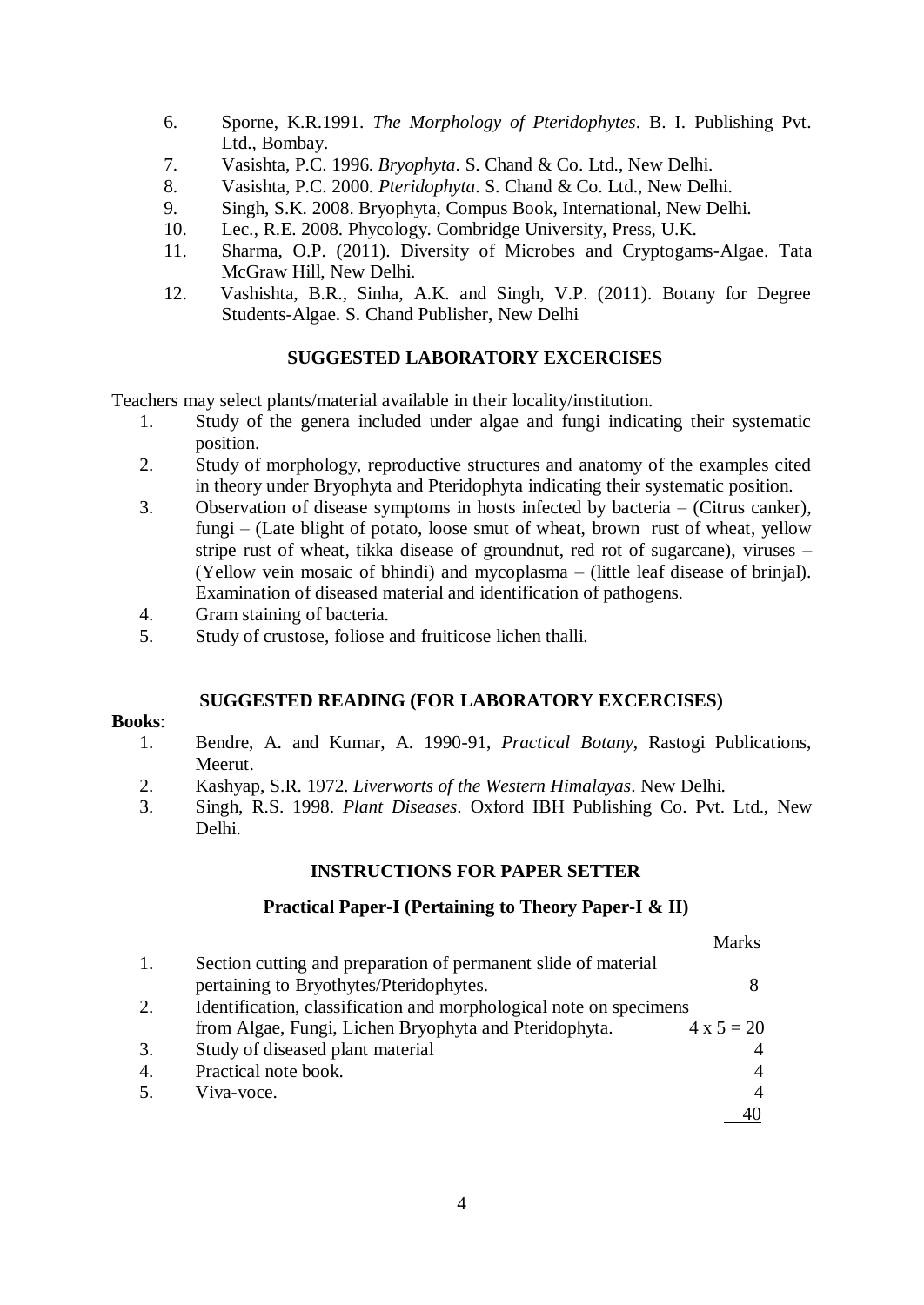6. Sporne, K.R.1991. *The Morphology of Pteridophytes*. B. I. Publishing Pvt. Ltd., Bombay.
7. Vasishta, P.C. 1996. *Bryophyta*. S. Chand & Co. Ltd., New Delhi.
8. Vasishta, P.C. 2000. *Pteridophyta*. S. Chand & Co. Ltd., New Delhi.
9. Singh, S.K. 2008. Bryophyta, Compus Book, International, New Delhi.
10. Lec., R.E. 2008. Phycology. Combridge University, Press, U.K.
11. Sharma, O.P. (2011). Diversity of Microbes and Cryptogams-Algae. Tata McGraw Hill, New Delhi.
12. Vashishta, B.R., Sinha, A.K. and Singh, V.P. (2011). Botany for Degree Students-Algae. S. Chand Publisher, New Delhi

## SUGGESTED LABORATORY EXCERCISES

Teachers may select plants/material available in their locality/institution.

1. Study of the genera included under algae and fungi indicating their systematic position.
2. Study of morphology, reproductive structures and anatomy of the examples cited in theory under Bryophyta and Pteridophyta indicating their systematic position.
3. Observation of disease symptoms in hosts infected by bacteria – (Citrus canker), fungi – (Late blight of potato, loose smut of wheat, brown rust of wheat, yellow stripe rust of wheat, tikka disease of groundnut, red rot of sugarcane), viruses – (Yellow vein mosaic of bhindi) and mycoplasma – (little leaf disease of brinjal). Examination of diseased material and identification of pathogens.
4. Gram staining of bacteria.
5. Study of crustose, foliose and fruiticose lichen thalli.

## SUGGESTED READING (FOR LABORATORY EXCERCISES)

**Books**:

1. Bendre, A. and Kumar, A. 1990-91, *Practical Botany*, Rastogi Publications, Meerut.
2. Kashyap, S.R. 1972. *Liverworts of the Western Himalayas*. New Delhi.
3. Singh, R.S. 1998. *Plant Diseases*. Oxford IBH Publishing Co. Pvt. Ltd., New Delhi.

## INSTRUCTIONS FOR PAPER SETTER

### Practical Paper-I (Pertaining to Theory Paper-I & II)

| | | Marks |
|---|---|---|
| 1. | Section cutting and preparation of permanent slide of material pertaining to Bryothytes/Pteridophytes. | 8 |
| 2. | Identification, classification and morphological note on specimens from Algae, Fungi, Lichen Bryophyta and Pteridophyta. | 4 x 5 = 20 |
| 3. | Study of diseased plant material | 4 |
| 4. | Practical note book. | 4 |
| 5. | Viva-voce. | 4 |
| | | 40 |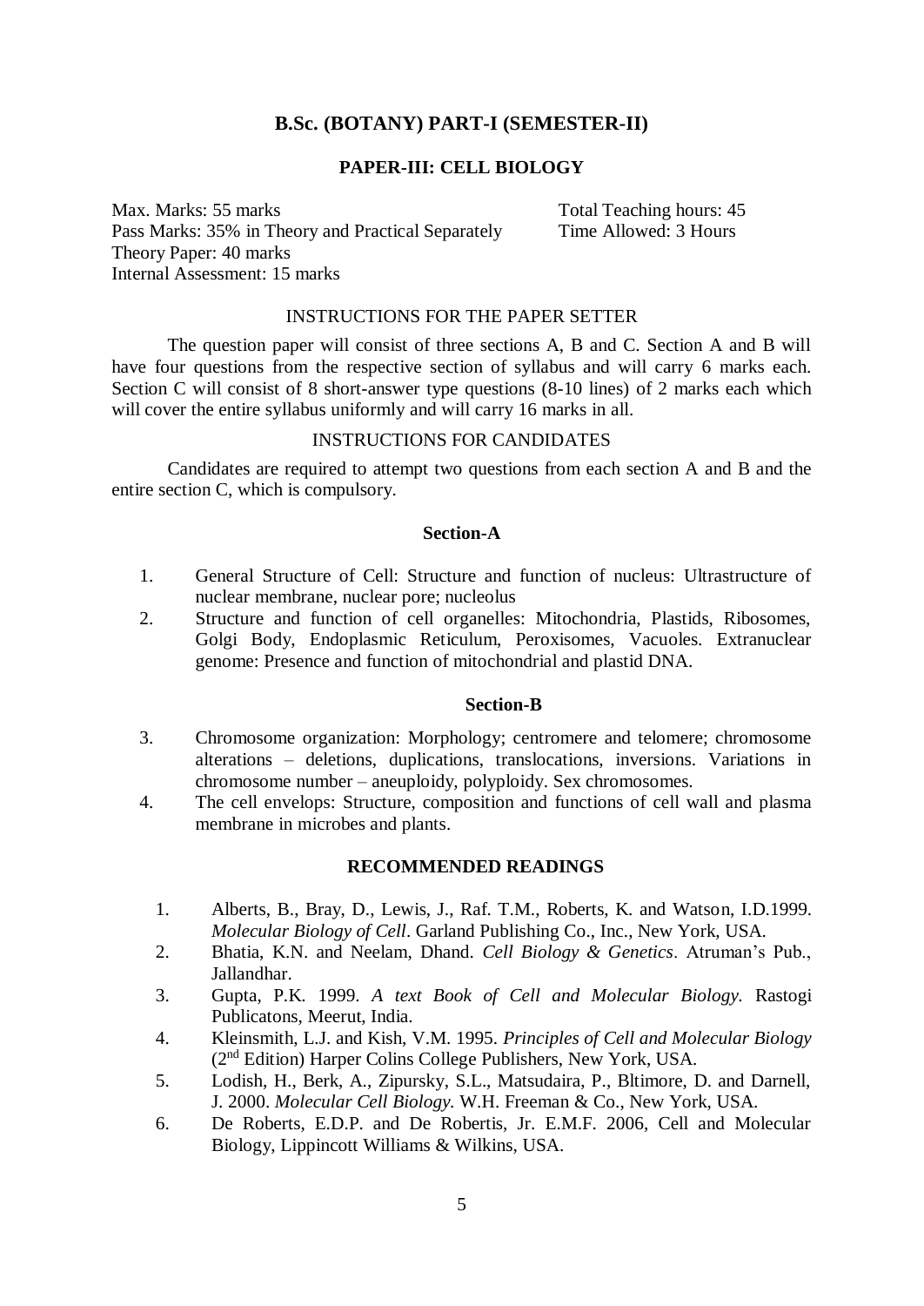## B.Sc. (BOTANY) PART-I (SEMESTER-II)

### PAPER-III: CELL BIOLOGY

Max. Marks: 55 marks
Pass Marks: 35% in Theory and Practical Separately
Theory Paper: 40 marks
Internal Assessment: 15 marks

Total Teaching hours: 45
Time Allowed: 3 Hours

INSTRUCTIONS FOR THE PAPER SETTER

The question paper will consist of three sections A, B and C. Section A and B will have four questions from the respective section of syllabus and will carry 6 marks each. Section C will consist of 8 short-answer type questions (8-10 lines) of 2 marks each which will cover the entire syllabus uniformly and will carry 16 marks in all.

INSTRUCTIONS FOR CANDIDATES

Candidates are required to attempt two questions from each section A and B and the entire section C, which is compulsory.

**Section-A**

1. General Structure of Cell: Structure and function of nucleus: Ultrastructure of nuclear membrane, nuclear pore; nucleolus
2. Structure and function of cell organelles: Mitochondria, Plastids, Ribosomes, Golgi Body, Endoplasmic Reticulum, Peroxisomes, Vacuoles. Extranuclear genome: Presence and function of mitochondrial and plastid DNA.

**Section-B**

3. Chromosome organization: Morphology; centromere and telomere; chromosome alterations – deletions, duplications, translocations, inversions. Variations in chromosome number – aneuploidy, polyploidy. Sex chromosomes.
4. The cell envelops: Structure, composition and functions of cell wall and plasma membrane in microbes and plants.

**RECOMMENDED READINGS**

1. Alberts, B., Bray, D., Lewis, J., Raf. T.M., Roberts, K. and Watson, I.D.1999. *Molecular Biology of Cell*. Garland Publishing Co., Inc., New York, USA.
2. Bhatia, K.N. and Neelam, Dhand. *Cell Biology & Genetics*. Atruman's Pub., Jallandhar.
3. Gupta, P.K. 1999. *A text Book of Cell and Molecular Biology.* Rastogi Publicatons, Meerut, India.
4. Kleinsmith, L.J. and Kish, V.M. 1995. *Principles of Cell and Molecular Biology* (2nd Edition) Harper Colins College Publishers, New York, USA.
5. Lodish, H., Berk, A., Zipursky, S.L., Matsudaira, P., Bltimore, D. and Darnell, J. 2000. *Molecular Cell Biology.* W.H. Freeman & Co., New York, USA.
6. De Roberts, E.D.P. and De Robertis, Jr. E.M.F. 2006, Cell and Molecular Biology, Lippincott Williams & Wilkins, USA.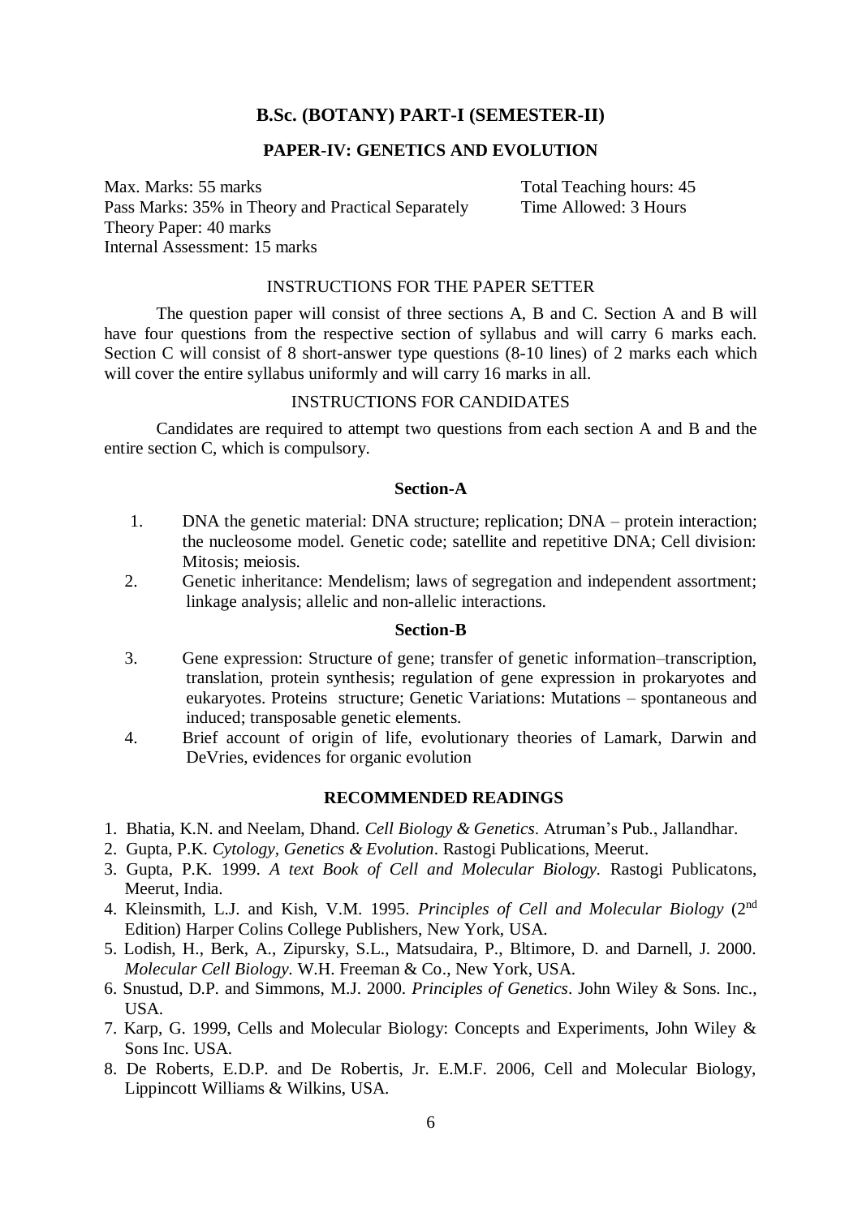## B.Sc. (BOTANY) PART-I (SEMESTER-II)

### PAPER-IV: GENETICS AND EVOLUTION

Max. Marks: 55 marks  
Pass Marks: 35% in Theory and Practical Separately  
Theory Paper: 40 marks  
Internal Assessment: 15 marks

Total Teaching hours: 45  
Time Allowed: 3 Hours

INSTRUCTIONS FOR THE PAPER SETTER

The question paper will consist of three sections A, B and C. Section A and B will have four questions from the respective section of syllabus and will carry 6 marks each. Section C will consist of 8 short-answer type questions (8-10 lines) of 2 marks each which will cover the entire syllabus uniformly and will carry 16 marks in all.

INSTRUCTIONS FOR CANDIDATES

Candidates are required to attempt two questions from each section A and B and the entire section C, which is compulsory.

**Section-A**

1. DNA the genetic material: DNA structure; replication; DNA – protein interaction; the nucleosome model. Genetic code; satellite and repetitive DNA; Cell division: Mitosis; meiosis.
2. Genetic inheritance: Mendelism; laws of segregation and independent assortment; linkage analysis; allelic and non-allelic interactions.

**Section-B**

3. Gene expression: Structure of gene; transfer of genetic information–transcription, translation, protein synthesis; regulation of gene expression in prokaryotes and eukaryotes. Proteins structure; Genetic Variations: Mutations – spontaneous and induced; transposable genetic elements.
4. Brief account of origin of life, evolutionary theories of Lamark, Darwin and DeVries, evidences for organic evolution

**RECOMMENDED READINGS**

1. Bhatia, K.N. and Neelam, Dhand. *Cell Biology & Genetics*. Atruman's Pub., Jallandhar.
2. Gupta, P.K. *Cytology, Genetics & Evolution*. Rastogi Publications, Meerut.
3. Gupta, P.K. 1999. *A text Book of Cell and Molecular Biology.* Rastogi Publicatons, Meerut, India.
4. Kleinsmith, L.J. and Kish, V.M. 1995. *Principles of Cell and Molecular Biology* (2nd Edition) Harper Colins College Publishers, New York, USA.
5. Lodish, H., Berk, A., Zipursky, S.L., Matsudaira, P., Bltimore, D. and Darnell, J. 2000. *Molecular Cell Biology.* W.H. Freeman & Co., New York, USA.
6. Snustud, D.P. and Simmons, M.J. 2000. *Principles of Genetics*. John Wiley & Sons. Inc., USA.
7. Karp, G. 1999, Cells and Molecular Biology: Concepts and Experiments, John Wiley & Sons Inc. USA.
8. De Roberts, E.D.P. and De Robertis, Jr. E.M.F. 2006, Cell and Molecular Biology, Lippincott Williams & Wilkins, USA.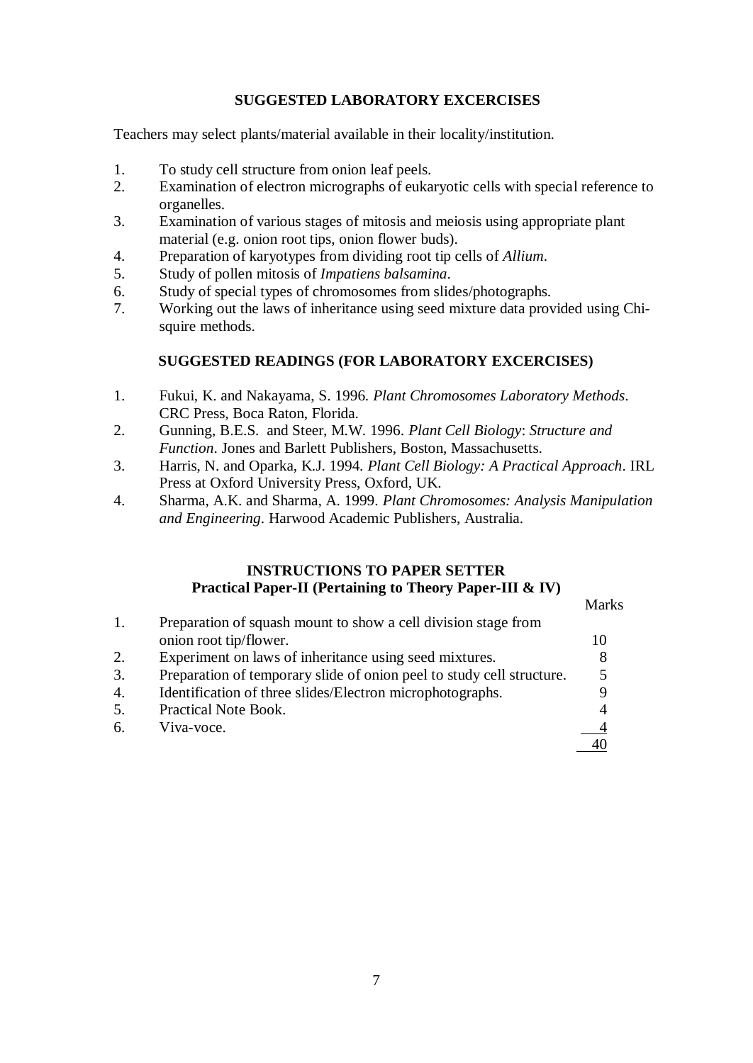## SUGGESTED LABORATORY EXCERCISES

Teachers may select plants/material available in their locality/institution.

1. To study cell structure from onion leaf peels.
2. Examination of electron micrographs of eukaryotic cells with special reference to organelles.
3. Examination of various stages of mitosis and meiosis using appropriate plant material (e.g. onion root tips, onion flower buds).
4. Preparation of karyotypes from dividing root tip cells of *Allium*.
5. Study of pollen mitosis of *Impatiens balsamina*.
6. Study of special types of chromosomes from slides/photographs.
7. Working out the laws of inheritance using seed mixture data provided using Chi-squire methods.

## SUGGESTED READINGS (FOR LABORATORY EXCERCISES)

1. Fukui, K. and Nakayama, S. 1996. *Plant Chromosomes Laboratory Methods*. CRC Press, Boca Raton, Florida.
2. Gunning, B.E.S. and Steer, M.W. 1996. *Plant Cell Biology*: *Structure and Function*. Jones and Barlett Publishers, Boston, Massachusetts.
3. Harris, N. and Oparka, K.J. 1994. *Plant Cell Biology: A Practical Approach*. IRL Press at Oxford University Press, Oxford, UK.
4. Sharma, A.K. and Sharma, A. 1999. *Plant Chromosomes: Analysis Manipulation and Engineering*. Harwood Academic Publishers, Australia.

## INSTRUCTIONS TO PAPER SETTER
### Practical Paper-II (Pertaining to Theory Paper-III & IV)

| | | Marks |
|---|---|---|
| 1. | Preparation of squash mount to show a cell division stage from onion root tip/flower. | 10 |
| 2. | Experiment on laws of inheritance using seed mixtures. | 8 |
| 3. | Preparation of temporary slide of onion peel to study cell structure. | 5 |
| 4. | Identification of three slides/Electron microphotographs. | 9 |
| 5. | Practical Note Book. | 4 |
| 6. | Viva-voce. | 4 |
| | | 40 |